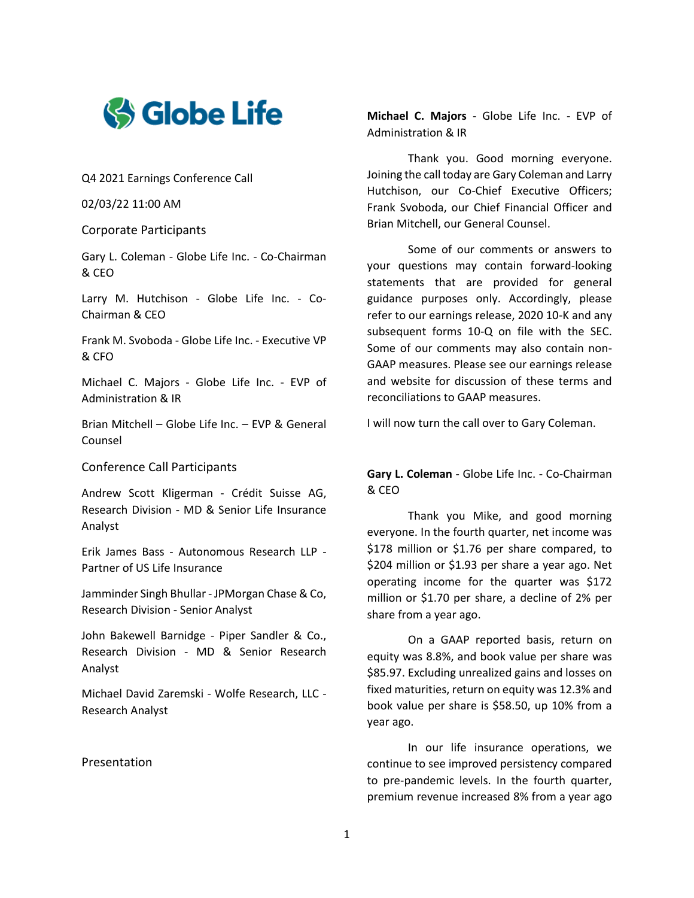Globe Life

Q4 2021 Earnings Conference Call

02/03/22 11:00 AM

## Corporate Participants

Gary L. Coleman - Globe Life Inc. - Co-Chairman & CEO

Larry M. Hutchison - Globe Life Inc. - Co-Chairman & CEO

Frank M. Svoboda - Globe Life Inc. - Executive VP & CFO

Michael C. Majors - Globe Life Inc. - EVP of Administration & IR

Brian Mitchell – Globe Life Inc. – EVP & General Counsel

## Conference Call Participants

Andrew Scott Kligerman - Crédit Suisse AG, Research Division - MD & Senior Life Insurance Analyst

Erik James Bass - Autonomous Research LLP - Partner of US Life Insurance

Jamminder Singh Bhullar - JPMorgan Chase & Co, Research Division - Senior Analyst

John Bakewell Barnidge - Piper Sandler & Co., Research Division - MD & Senior Research Analyst

Michael David Zaremski - Wolfe Research, LLC - Research Analyst

## Presentation

**Michael C. Majors** - Globe Life Inc. - EVP of Administration & IR

Thank you. Good morning everyone. Joining the call today are Gary Coleman and Larry Hutchison, our Co-Chief Executive Officers; Frank Svoboda, our Chief Financial Officer and Brian Mitchell, our General Counsel.

Some of our comments or answers to your questions may contain forward-looking statements that are provided for general guidance purposes only. Accordingly, please refer to our earnings release, 2020 10-K and any subsequent forms 10-Q on file with the SEC. Some of our comments may also contain non-GAAP measures. Please see our earnings release and website for discussion of these terms and reconciliations to GAAP measures.

I will now turn the call over to Gary Coleman.

**Gary L. Coleman** - Globe Life Inc. - Co-Chairman & CEO

Thank you Mike, and good morning everyone. In the fourth quarter, net income was $178 million or $1.76 per share compared, to $204 million or $1.93 per share a year ago. Net operating income for the quarter was $172 million or $1.70 per share, a decline of 2% per share from a year ago.

On a GAAP reported basis, return on equity was 8.8%, and book value per share was $85.97. Excluding unrealized gains and losses on fixed maturities, return on equity was 12.3% and book value per share is $58.50, up 10% from a year ago.

In our life insurance operations, we continue to see improved persistency compared to pre-pandemic levels. In the fourth quarter, premium revenue increased 8% from a year ago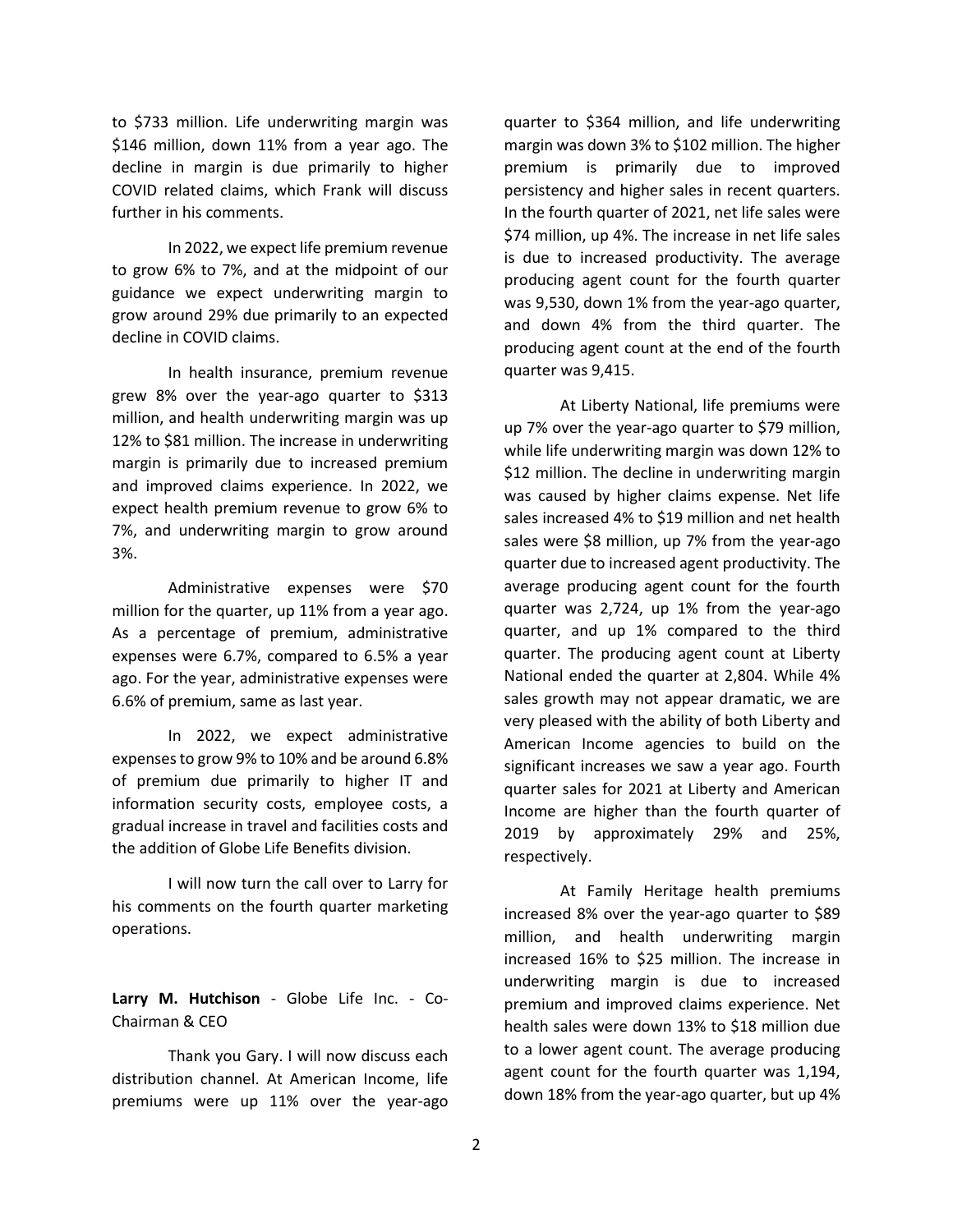to $733 million. Life underwriting margin was $146 million, down 11% from a year ago. The decline in margin is due primarily to higher COVID related claims, which Frank will discuss further in his comments.

In 2022, we expect life premium revenue to grow 6% to 7%, and at the midpoint of our guidance we expect underwriting margin to grow around 29% due primarily to an expected decline in COVID claims.

In health insurance, premium revenue grew 8% over the year-ago quarter to $313 million, and health underwriting margin was up 12% to $81 million. The increase in underwriting margin is primarily due to increased premium and improved claims experience. In 2022, we expect health premium revenue to grow 6% to 7%, and underwriting margin to grow around 3%.

Administrative expenses were $70 million for the quarter, up 11% from a year ago. As a percentage of premium, administrative expenses were 6.7%, compared to 6.5% a year ago. For the year, administrative expenses were 6.6% of premium, same as last year.

In 2022, we expect administrative expenses to grow 9% to 10% and be around 6.8% of premium due primarily to higher IT and information security costs, employee costs, a gradual increase in travel and facilities costs and the addition of Globe Life Benefits division.

I will now turn the call over to Larry for his comments on the fourth quarter marketing operations.

**Larry M. Hutchison** - Globe Life Inc. - Co-Chairman & CEO

Thank you Gary. I will now discuss each distribution channel. At American Income, life premiums were up 11% over the year-ago quarter to $364 million, and life underwriting margin was down 3% to $102 million. The higher premium is primarily due to improved persistency and higher sales in recent quarters. In the fourth quarter of 2021, net life sales were $74 million, up 4%. The increase in net life sales is due to increased productivity. The average producing agent count for the fourth quarter was 9,530, down 1% from the year-ago quarter, and down 4% from the third quarter. The producing agent count at the end of the fourth quarter was 9,415.

At Liberty National, life premiums were up 7% over the year-ago quarter to $79 million, while life underwriting margin was down 12% to $12 million. The decline in underwriting margin was caused by higher claims expense. Net life sales increased 4% to $19 million and net health sales were $8 million, up 7% from the year-ago quarter due to increased agent productivity. The average producing agent count for the fourth quarter was 2,724, up 1% from the year-ago quarter, and up 1% compared to the third quarter. The producing agent count at Liberty National ended the quarter at 2,804. While 4% sales growth may not appear dramatic, we are very pleased with the ability of both Liberty and American Income agencies to build on the significant increases we saw a year ago. Fourth quarter sales for 2021 at Liberty and American Income are higher than the fourth quarter of 2019 by approximately 29% and 25%, respectively.

At Family Heritage health premiums increased 8% over the year-ago quarter to $89 million, and health underwriting margin increased 16% to $25 million. The increase in underwriting margin is due to increased premium and improved claims experience. Net health sales were down 13% to $18 million due to a lower agent count. The average producing agent count for the fourth quarter was 1,194, down 18% from the year-ago quarter, but up 4%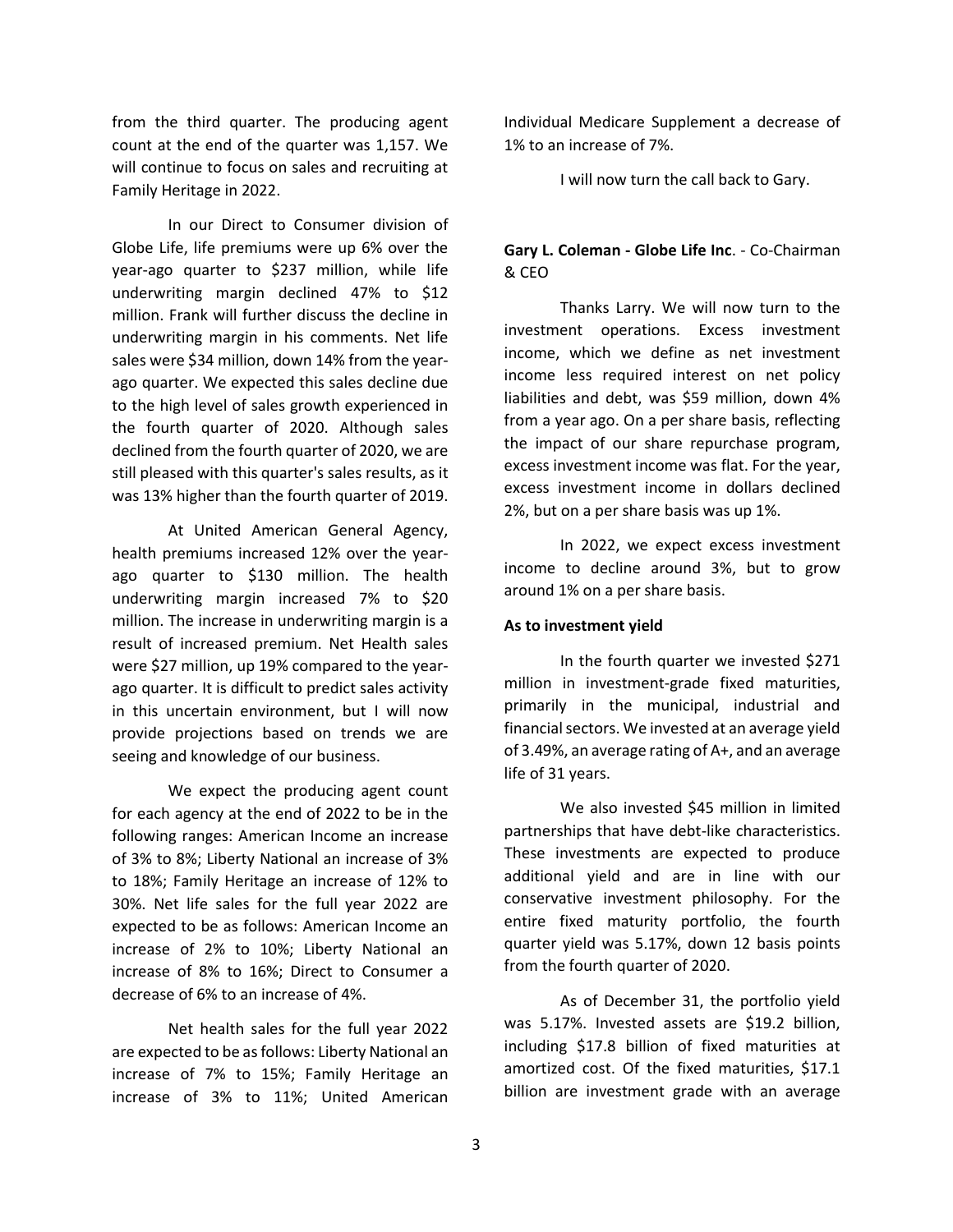from the third quarter. The producing agent count at the end of the quarter was 1,157. We will continue to focus on sales and recruiting at Family Heritage in 2022.

In our Direct to Consumer division of Globe Life, life premiums were up 6% over the year-ago quarter to $237 million, while life underwriting margin declined 47% to $12 million. Frank will further discuss the decline in underwriting margin in his comments. Net life sales were $34 million, down 14% from the year-ago quarter. We expected this sales decline due to the high level of sales growth experienced in the fourth quarter of 2020. Although sales declined from the fourth quarter of 2020, we are still pleased with this quarter's sales results, as it was 13% higher than the fourth quarter of 2019.

At United American General Agency, health premiums increased 12% over the year-ago quarter to $130 million. The health underwriting margin increased 7% to $20 million. The increase in underwriting margin is a result of increased premium. Net Health sales were $27 million, up 19% compared to the year-ago quarter. It is difficult to predict sales activity in this uncertain environment, but I will now provide projections based on trends we are seeing and knowledge of our business.

We expect the producing agent count for each agency at the end of 2022 to be in the following ranges: American Income an increase of 3% to 8%; Liberty National an increase of 3% to 18%; Family Heritage an increase of 12% to 30%. Net life sales for the full year 2022 are expected to be as follows: American Income an increase of 2% to 10%; Liberty National an increase of 8% to 16%; Direct to Consumer a decrease of 6% to an increase of 4%.

Net health sales for the full year 2022 are expected to be as follows: Liberty National an increase of 7% to 15%; Family Heritage an increase of 3% to 11%; United American Individual Medicare Supplement a decrease of 1% to an increase of 7%.

I will now turn the call back to Gary.

**Gary L. Coleman - Globe Life Inc**. - Co-Chairman & CEO

Thanks Larry. We will now turn to the investment operations. Excess investment income, which we define as net investment income less required interest on net policy liabilities and debt, was $59 million, down 4% from a year ago. On a per share basis, reflecting the impact of our share repurchase program, excess investment income was flat. For the year, excess investment income in dollars declined 2%, but on a per share basis was up 1%.

In 2022, we expect excess investment income to decline around 3%, but to grow around 1% on a per share basis.

**As to investment yield**

In the fourth quarter we invested $271 million in investment-grade fixed maturities, primarily in the municipal, industrial and financial sectors. We invested at an average yield of 3.49%, an average rating of A+, and an average life of 31 years.

We also invested $45 million in limited partnerships that have debt-like characteristics. These investments are expected to produce additional yield and are in line with our conservative investment philosophy. For the entire fixed maturity portfolio, the fourth quarter yield was 5.17%, down 12 basis points from the fourth quarter of 2020.

As of December 31, the portfolio yield was 5.17%. Invested assets are $19.2 billion, including $17.8 billion of fixed maturities at amortized cost. Of the fixed maturities, $17.1 billion are investment grade with an average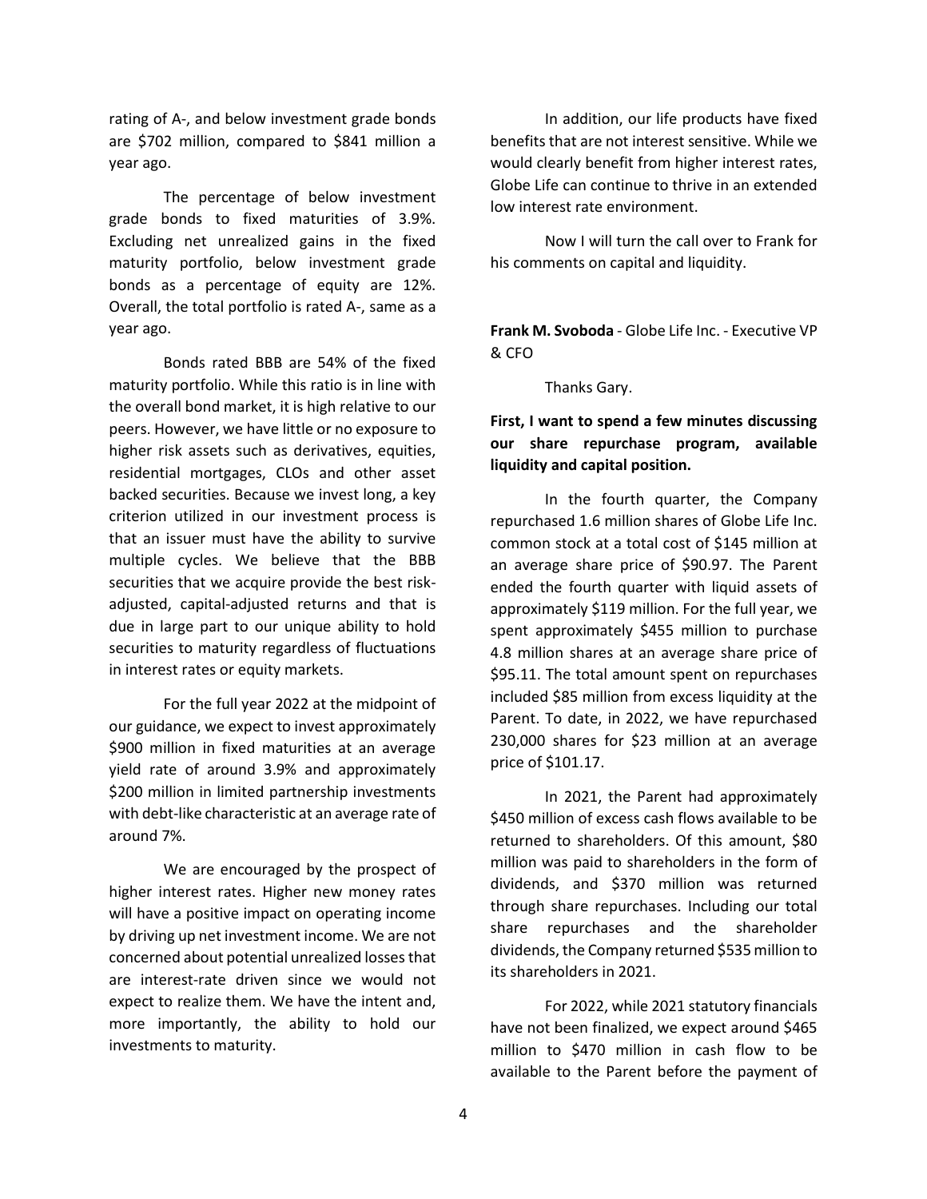rating of A-, and below investment grade bonds are $702 million, compared to $841 million a year ago.

The percentage of below investment grade bonds to fixed maturities of 3.9%. Excluding net unrealized gains in the fixed maturity portfolio, below investment grade bonds as a percentage of equity are 12%. Overall, the total portfolio is rated A-, same as a year ago.

Bonds rated BBB are 54% of the fixed maturity portfolio. While this ratio is in line with the overall bond market, it is high relative to our peers. However, we have little or no exposure to higher risk assets such as derivatives, equities, residential mortgages, CLOs and other asset backed securities. Because we invest long, a key criterion utilized in our investment process is that an issuer must have the ability to survive multiple cycles. We believe that the BBB securities that we acquire provide the best risk-adjusted, capital-adjusted returns and that is due in large part to our unique ability to hold securities to maturity regardless of fluctuations in interest rates or equity markets.

For the full year 2022 at the midpoint of our guidance, we expect to invest approximately $900 million in fixed maturities at an average yield rate of around 3.9% and approximately $200 million in limited partnership investments with debt-like characteristic at an average rate of around 7%.

We are encouraged by the prospect of higher interest rates. Higher new money rates will have a positive impact on operating income by driving up net investment income. We are not concerned about potential unrealized losses that are interest-rate driven since we would not expect to realize them. We have the intent and, more importantly, the ability to hold our investments to maturity.

In addition, our life products have fixed benefits that are not interest sensitive. While we would clearly benefit from higher interest rates, Globe Life can continue to thrive in an extended low interest rate environment.

Now I will turn the call over to Frank for his comments on capital and liquidity.

**Frank M. Svoboda** - Globe Life Inc. - Executive VP & CFO

Thanks Gary.

**First, I want to spend a few minutes discussing our share repurchase program, available liquidity and capital position.**

In the fourth quarter, the Company repurchased 1.6 million shares of Globe Life Inc. common stock at a total cost of $145 million at an average share price of $90.97. The Parent ended the fourth quarter with liquid assets of approximately $119 million. For the full year, we spent approximately $455 million to purchase 4.8 million shares at an average share price of $95.11. The total amount spent on repurchases included $85 million from excess liquidity at the Parent. To date, in 2022, we have repurchased 230,000 shares for $23 million at an average price of $101.17.

In 2021, the Parent had approximately $450 million of excess cash flows available to be returned to shareholders. Of this amount, $80 million was paid to shareholders in the form of dividends, and $370 million was returned through share repurchases. Including our total share repurchases and the shareholder dividends, the Company returned $535 million to its shareholders in 2021.

For 2022, while 2021 statutory financials have not been finalized, we expect around $465 million to $470 million in cash flow to be available to the Parent before the payment of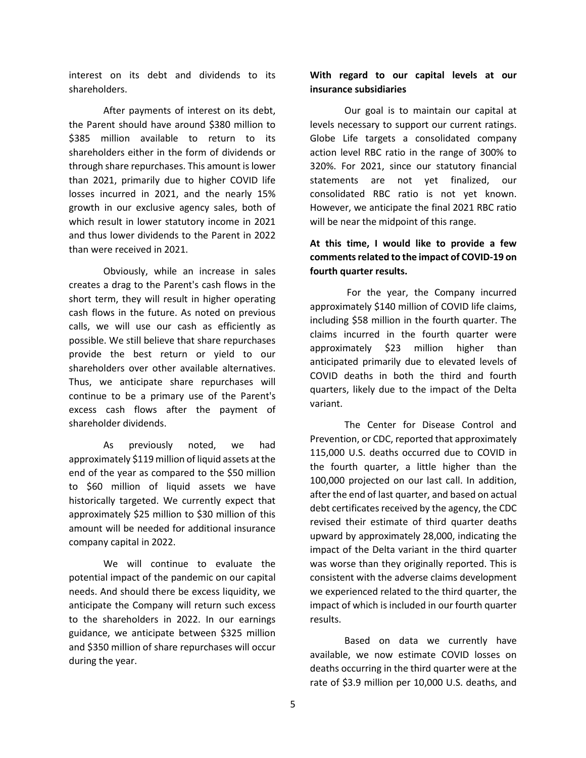interest on its debt and dividends to its shareholders.

After payments of interest on its debt, the Parent should have around $380 million to $385 million available to return to its shareholders either in the form of dividends or through share repurchases. This amount is lower than 2021, primarily due to higher COVID life losses incurred in 2021, and the nearly 15% growth in our exclusive agency sales, both of which result in lower statutory income in 2021 and thus lower dividends to the Parent in 2022 than were received in 2021.

Obviously, while an increase in sales creates a drag to the Parent's cash flows in the short term, they will result in higher operating cash flows in the future. As noted on previous calls, we will use our cash as efficiently as possible. We still believe that share repurchases provide the best return or yield to our shareholders over other available alternatives. Thus, we anticipate share repurchases will continue to be a primary use of the Parent's excess cash flows after the payment of shareholder dividends.

As previously noted, we had approximately $119 million of liquid assets at the end of the year as compared to the $50 million to $60 million of liquid assets we have historically targeted. We currently expect that approximately $25 million to $30 million of this amount will be needed for additional insurance company capital in 2022.

We will continue to evaluate the potential impact of the pandemic on our capital needs. And should there be excess liquidity, we anticipate the Company will return such excess to the shareholders in 2022. In our earnings guidance, we anticipate between $325 million and $350 million of share repurchases will occur during the year.

**With regard to our capital levels at our insurance subsidiaries**

Our goal is to maintain our capital at levels necessary to support our current ratings. Globe Life targets a consolidated company action level RBC ratio in the range of 300% to 320%. For 2021, since our statutory financial statements are not yet finalized, our consolidated RBC ratio is not yet known. However, we anticipate the final 2021 RBC ratio will be near the midpoint of this range.

**At this time, I would like to provide a few comments related to the impact of COVID-19 on fourth quarter results.**

For the year, the Company incurred approximately $140 million of COVID life claims, including $58 million in the fourth quarter. The claims incurred in the fourth quarter were approximately $23 million higher than anticipated primarily due to elevated levels of COVID deaths in both the third and fourth quarters, likely due to the impact of the Delta variant.

The Center for Disease Control and Prevention, or CDC, reported that approximately 115,000 U.S. deaths occurred due to COVID in the fourth quarter, a little higher than the 100,000 projected on our last call. In addition, after the end of last quarter, and based on actual debt certificates received by the agency, the CDC revised their estimate of third quarter deaths upward by approximately 28,000, indicating the impact of the Delta variant in the third quarter was worse than they originally reported. This is consistent with the adverse claims development we experienced related to the third quarter, the impact of which is included in our fourth quarter results.

Based on data we currently have available, we now estimate COVID losses on deaths occurring in the third quarter were at the rate of $3.9 million per 10,000 U.S. deaths, and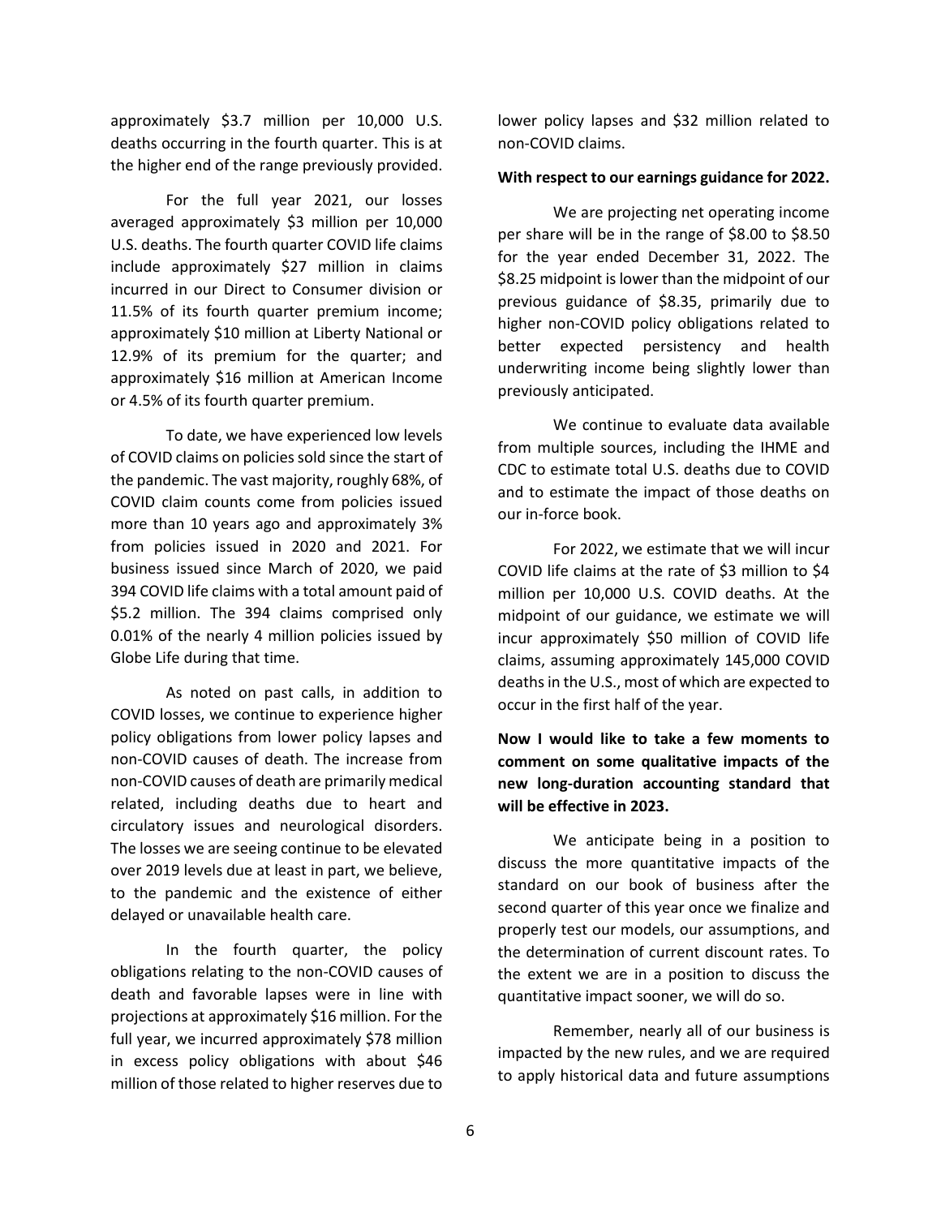approximately $3.7 million per 10,000 U.S. deaths occurring in the fourth quarter. This is at the higher end of the range previously provided.

For the full year 2021, our losses averaged approximately $3 million per 10,000 U.S. deaths. The fourth quarter COVID life claims include approximately $27 million in claims incurred in our Direct to Consumer division or 11.5% of its fourth quarter premium income; approximately $10 million at Liberty National or 12.9% of its premium for the quarter; and approximately $16 million at American Income or 4.5% of its fourth quarter premium.

To date, we have experienced low levels of COVID claims on policies sold since the start of the pandemic. The vast majority, roughly 68%, of COVID claim counts come from policies issued more than 10 years ago and approximately 3% from policies issued in 2020 and 2021. For business issued since March of 2020, we paid 394 COVID life claims with a total amount paid of $5.2 million. The 394 claims comprised only 0.01% of the nearly 4 million policies issued by Globe Life during that time.

As noted on past calls, in addition to COVID losses, we continue to experience higher policy obligations from lower policy lapses and non-COVID causes of death. The increase from non-COVID causes of death are primarily medical related, including deaths due to heart and circulatory issues and neurological disorders. The losses we are seeing continue to be elevated over 2019 levels due at least in part, we believe, to the pandemic and the existence of either delayed or unavailable health care.

In the fourth quarter, the policy obligations relating to the non-COVID causes of death and favorable lapses were in line with projections at approximately $16 million. For the full year, we incurred approximately $78 million in excess policy obligations with about $46 million of those related to higher reserves due to lower policy lapses and $32 million related to non-COVID claims.

**With respect to our earnings guidance for 2022.**

We are projecting net operating income per share will be in the range of $8.00 to $8.50 for the year ended December 31, 2022. The $8.25 midpoint is lower than the midpoint of our previous guidance of $8.35, primarily due to higher non-COVID policy obligations related to better expected persistency and health underwriting income being slightly lower than previously anticipated.

We continue to evaluate data available from multiple sources, including the IHME and CDC to estimate total U.S. deaths due to COVID and to estimate the impact of those deaths on our in-force book.

For 2022, we estimate that we will incur COVID life claims at the rate of $3 million to $4 million per 10,000 U.S. COVID deaths. At the midpoint of our guidance, we estimate we will incur approximately $50 million of COVID life claims, assuming approximately 145,000 COVID deaths in the U.S., most of which are expected to occur in the first half of the year.

**Now I would like to take a few moments to comment on some qualitative impacts of the new long-duration accounting standard that will be effective in 2023.**

We anticipate being in a position to discuss the more quantitative impacts of the standard on our book of business after the second quarter of this year once we finalize and properly test our models, our assumptions, and the determination of current discount rates. To the extent we are in a position to discuss the quantitative impact sooner, we will do so.

Remember, nearly all of our business is impacted by the new rules, and we are required to apply historical data and future assumptions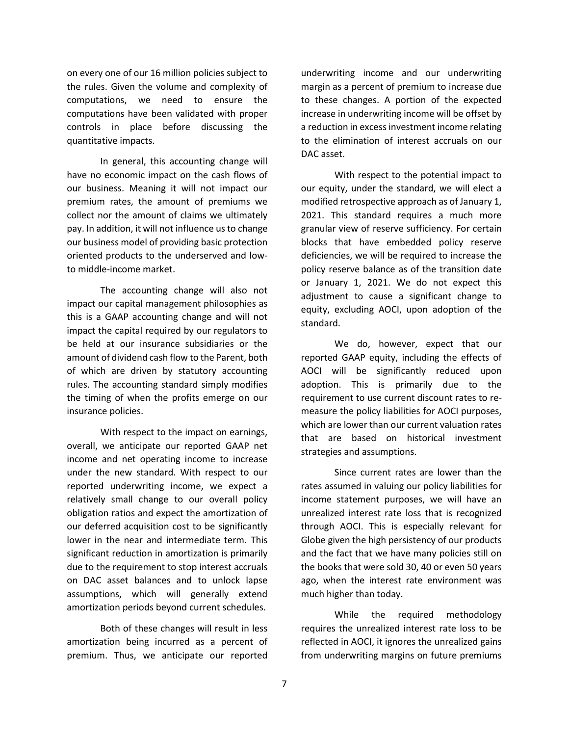on every one of our 16 million policies subject to the rules. Given the volume and complexity of computations, we need to ensure the computations have been validated with proper controls in place before discussing the quantitative impacts.

In general, this accounting change will have no economic impact on the cash flows of our business. Meaning it will not impact our premium rates, the amount of premiums we collect nor the amount of claims we ultimately pay. In addition, it will not influence us to change our business model of providing basic protection oriented products to the underserved and low- to middle-income market.

The accounting change will also not impact our capital management philosophies as this is a GAAP accounting change and will not impact the capital required by our regulators to be held at our insurance subsidiaries or the amount of dividend cash flow to the Parent, both of which are driven by statutory accounting rules. The accounting standard simply modifies the timing of when the profits emerge on our insurance policies.

With respect to the impact on earnings, overall, we anticipate our reported GAAP net income and net operating income to increase under the new standard. With respect to our reported underwriting income, we expect a relatively small change to our overall policy obligation ratios and expect the amortization of our deferred acquisition cost to be significantly lower in the near and intermediate term. This significant reduction in amortization is primarily due to the requirement to stop interest accruals on DAC asset balances and to unlock lapse assumptions, which will generally extend amortization periods beyond current schedules.

Both of these changes will result in less amortization being incurred as a percent of premium. Thus, we anticipate our reported underwriting income and our underwriting margin as a percent of premium to increase due to these changes. A portion of the expected increase in underwriting income will be offset by a reduction in excess investment income relating to the elimination of interest accruals on our DAC asset.

With respect to the potential impact to our equity, under the standard, we will elect a modified retrospective approach as of January 1, 2021. This standard requires a much more granular view of reserve sufficiency. For certain blocks that have embedded policy reserve deficiencies, we will be required to increase the policy reserve balance as of the transition date or January 1, 2021. We do not expect this adjustment to cause a significant change to equity, excluding AOCI, upon adoption of the standard.

We do, however, expect that our reported GAAP equity, including the effects of AOCI will be significantly reduced upon adoption. This is primarily due to the requirement to use current discount rates to re-measure the policy liabilities for AOCI purposes, which are lower than our current valuation rates that are based on historical investment strategies and assumptions.

Since current rates are lower than the rates assumed in valuing our policy liabilities for income statement purposes, we will have an unrealized interest rate loss that is recognized through AOCI. This is especially relevant for Globe given the high persistency of our products and the fact that we have many policies still on the books that were sold 30, 40 or even 50 years ago, when the interest rate environment was much higher than today.

While the required methodology requires the unrealized interest rate loss to be reflected in AOCI, it ignores the unrealized gains from underwriting margins on future premiums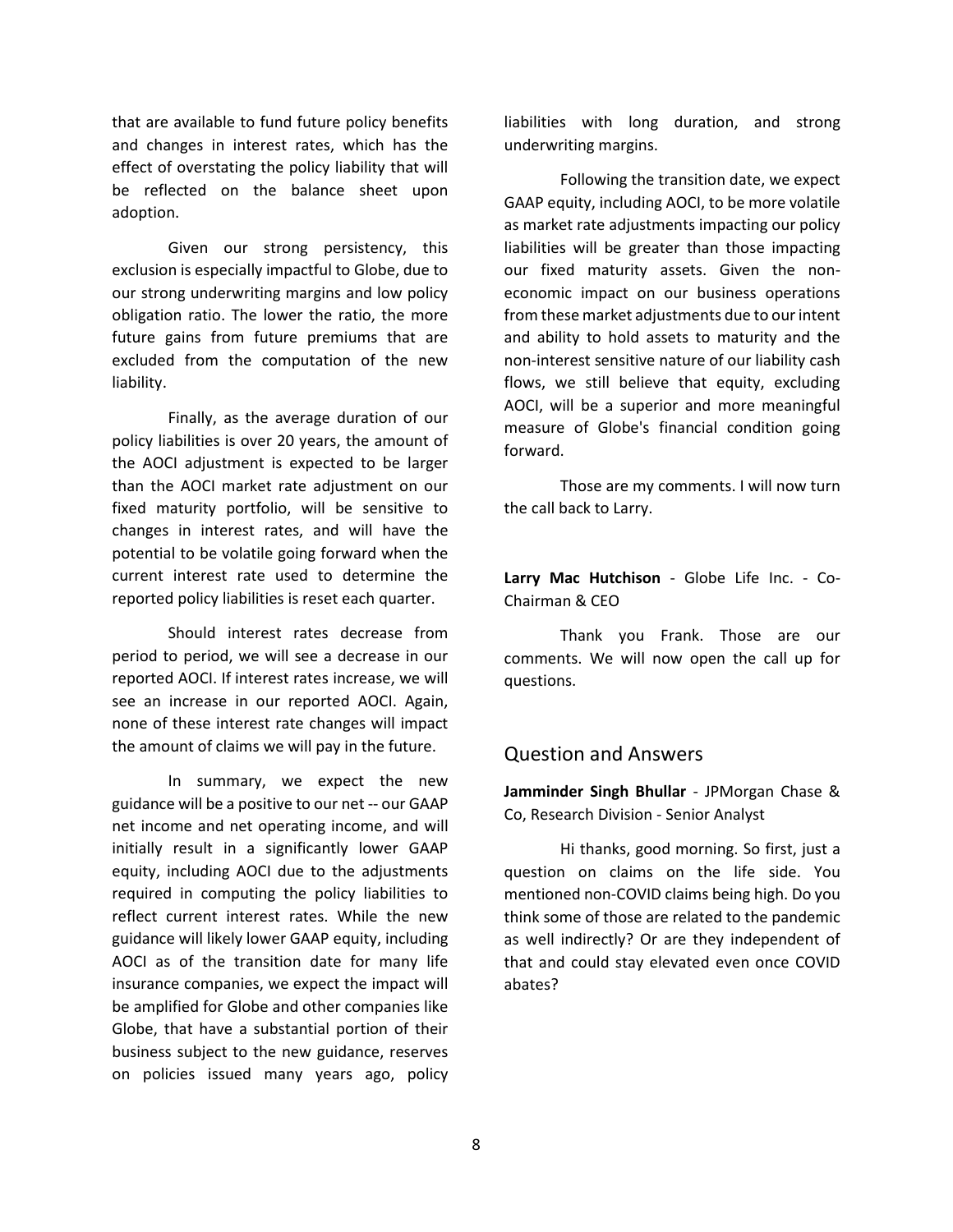that are available to fund future policy benefits and changes in interest rates, which has the effect of overstating the policy liability that will be reflected on the balance sheet upon adoption.

Given our strong persistency, this exclusion is especially impactful to Globe, due to our strong underwriting margins and low policy obligation ratio. The lower the ratio, the more future gains from future premiums that are excluded from the computation of the new liability.

Finally, as the average duration of our policy liabilities is over 20 years, the amount of the AOCI adjustment is expected to be larger than the AOCI market rate adjustment on our fixed maturity portfolio, will be sensitive to changes in interest rates, and will have the potential to be volatile going forward when the current interest rate used to determine the reported policy liabilities is reset each quarter.

Should interest rates decrease from period to period, we will see a decrease in our reported AOCI. If interest rates increase, we will see an increase in our reported AOCI. Again, none of these interest rate changes will impact the amount of claims we will pay in the future.

In summary, we expect the new guidance will be a positive to our net -- our GAAP net income and net operating income, and will initially result in a significantly lower GAAP equity, including AOCI due to the adjustments required in computing the policy liabilities to reflect current interest rates. While the new guidance will likely lower GAAP equity, including AOCI as of the transition date for many life insurance companies, we expect the impact will be amplified for Globe and other companies like Globe, that have a substantial portion of their business subject to the new guidance, reserves on policies issued many years ago, policy liabilities with long duration, and strong underwriting margins.

Following the transition date, we expect GAAP equity, including AOCI, to be more volatile as market rate adjustments impacting our policy liabilities will be greater than those impacting our fixed maturity assets. Given the non-economic impact on our business operations from these market adjustments due to our intent and ability to hold assets to maturity and the non-interest sensitive nature of our liability cash flows, we still believe that equity, excluding AOCI, will be a superior and more meaningful measure of Globe's financial condition going forward.

Those are my comments. I will now turn the call back to Larry.

**Larry Mac Hutchison** - Globe Life Inc. - Co-Chairman & CEO

Thank you Frank. Those are our comments. We will now open the call up for questions.

## Question and Answers

**Jamminder Singh Bhullar** - JPMorgan Chase & Co, Research Division - Senior Analyst

Hi thanks, good morning. So first, just a question on claims on the life side. You mentioned non-COVID claims being high. Do you think some of those are related to the pandemic as well indirectly? Or are they independent of that and could stay elevated even once COVID abates?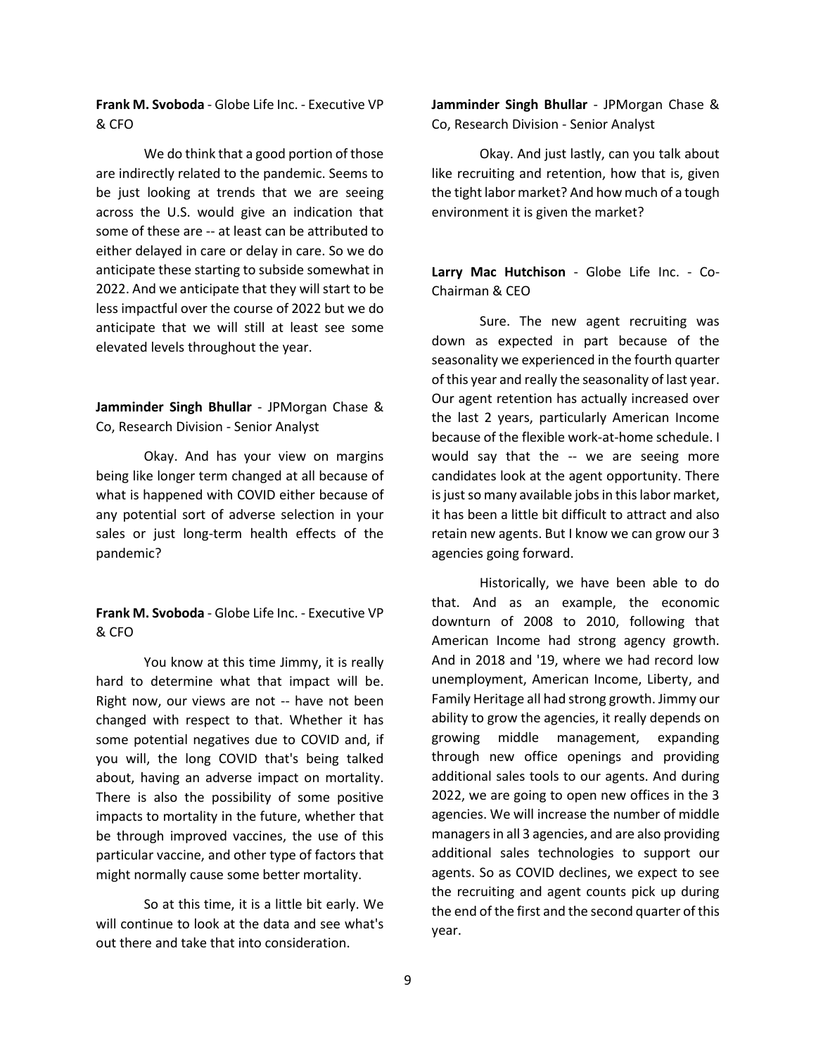**Frank M. Svoboda** - Globe Life Inc. - Executive VP & CFO

We do think that a good portion of those are indirectly related to the pandemic. Seems to be just looking at trends that we are seeing across the U.S. would give an indication that some of these are -- at least can be attributed to either delayed in care or delay in care. So we do anticipate these starting to subside somewhat in 2022. And we anticipate that they will start to be less impactful over the course of 2022 but we do anticipate that we will still at least see some elevated levels throughout the year.

**Jamminder Singh Bhullar** - JPMorgan Chase & Co, Research Division - Senior Analyst

Okay. And has your view on margins being like longer term changed at all because of what is happened with COVID either because of any potential sort of adverse selection in your sales or just long-term health effects of the pandemic?

**Frank M. Svoboda** - Globe Life Inc. - Executive VP & CFO

You know at this time Jimmy, it is really hard to determine what that impact will be. Right now, our views are not -- have not been changed with respect to that. Whether it has some potential negatives due to COVID and, if you will, the long COVID that's being talked about, having an adverse impact on mortality. There is also the possibility of some positive impacts to mortality in the future, whether that be through improved vaccines, the use of this particular vaccine, and other type of factors that might normally cause some better mortality.

So at this time, it is a little bit early. We will continue to look at the data and see what's out there and take that into consideration.

**Jamminder Singh Bhullar** - JPMorgan Chase & Co, Research Division - Senior Analyst

Okay. And just lastly, can you talk about like recruiting and retention, how that is, given the tight labor market? And how much of a tough environment it is given the market?

**Larry Mac Hutchison** - Globe Life Inc. - Co-Chairman & CEO

Sure. The new agent recruiting was down as expected in part because of the seasonality we experienced in the fourth quarter of this year and really the seasonality of last year. Our agent retention has actually increased over the last 2 years, particularly American Income because of the flexible work-at-home schedule. I would say that the -- we are seeing more candidates look at the agent opportunity. There is just so many available jobs in this labor market, it has been a little bit difficult to attract and also retain new agents. But I know we can grow our 3 agencies going forward.

Historically, we have been able to do that. And as an example, the economic downturn of 2008 to 2010, following that American Income had strong agency growth. And in 2018 and '19, where we had record low unemployment, American Income, Liberty, and Family Heritage all had strong growth. Jimmy our ability to grow the agencies, it really depends on growing middle management, expanding through new office openings and providing additional sales tools to our agents. And during 2022, we are going to open new offices in the 3 agencies. We will increase the number of middle managers in all 3 agencies, and are also providing additional sales technologies to support our agents. So as COVID declines, we expect to see the recruiting and agent counts pick up during the end of the first and the second quarter of this year.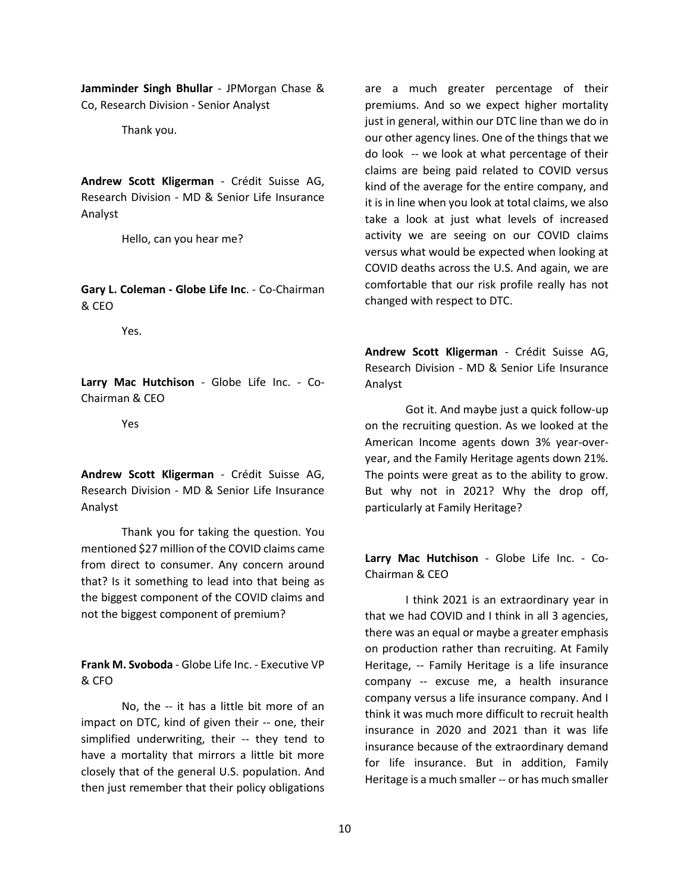**Jamminder Singh Bhullar** - JPMorgan Chase & Co, Research Division - Senior Analyst

Thank you.

**Andrew Scott Kligerman** - Crédit Suisse AG, Research Division - MD & Senior Life Insurance Analyst

Hello, can you hear me?

**Gary L. Coleman - Globe Life Inc**. - Co-Chairman & CEO

Yes.

**Larry Mac Hutchison** - Globe Life Inc. - Co-Chairman & CEO

Yes

**Andrew Scott Kligerman** - Crédit Suisse AG, Research Division - MD & Senior Life Insurance Analyst

Thank you for taking the question. You mentioned $27 million of the COVID claims came from direct to consumer. Any concern around that? Is it something to lead into that being as the biggest component of the COVID claims and not the biggest component of premium?

**Frank M. Svoboda** - Globe Life Inc. - Executive VP & CFO

No, the -- it has a little bit more of an impact on DTC, kind of given their -- one, their simplified underwriting, their -- they tend to have a mortality that mirrors a little bit more closely that of the general U.S. population. And then just remember that their policy obligations are a much greater percentage of their premiums. And so we expect higher mortality just in general, within our DTC line than we do in our other agency lines. One of the things that we do look -- we look at what percentage of their claims are being paid related to COVID versus kind of the average for the entire company, and it is in line when you look at total claims, we also take a look at just what levels of increased activity we are seeing on our COVID claims versus what would be expected when looking at COVID deaths across the U.S. And again, we are comfortable that our risk profile really has not changed with respect to DTC.

**Andrew Scott Kligerman** - Crédit Suisse AG, Research Division - MD & Senior Life Insurance Analyst

Got it. And maybe just a quick follow-up on the recruiting question. As we looked at the American Income agents down 3% year-over-year, and the Family Heritage agents down 21%. The points were great as to the ability to grow. But why not in 2021? Why the drop off, particularly at Family Heritage?

**Larry Mac Hutchison** - Globe Life Inc. - Co-Chairman & CEO

I think 2021 is an extraordinary year in that we had COVID and I think in all 3 agencies, there was an equal or maybe a greater emphasis on production rather than recruiting. At Family Heritage, -- Family Heritage is a life insurance company -- excuse me, a health insurance company versus a life insurance company. And I think it was much more difficult to recruit health insurance in 2020 and 2021 than it was life insurance because of the extraordinary demand for life insurance. But in addition, Family Heritage is a much smaller -- or has much smaller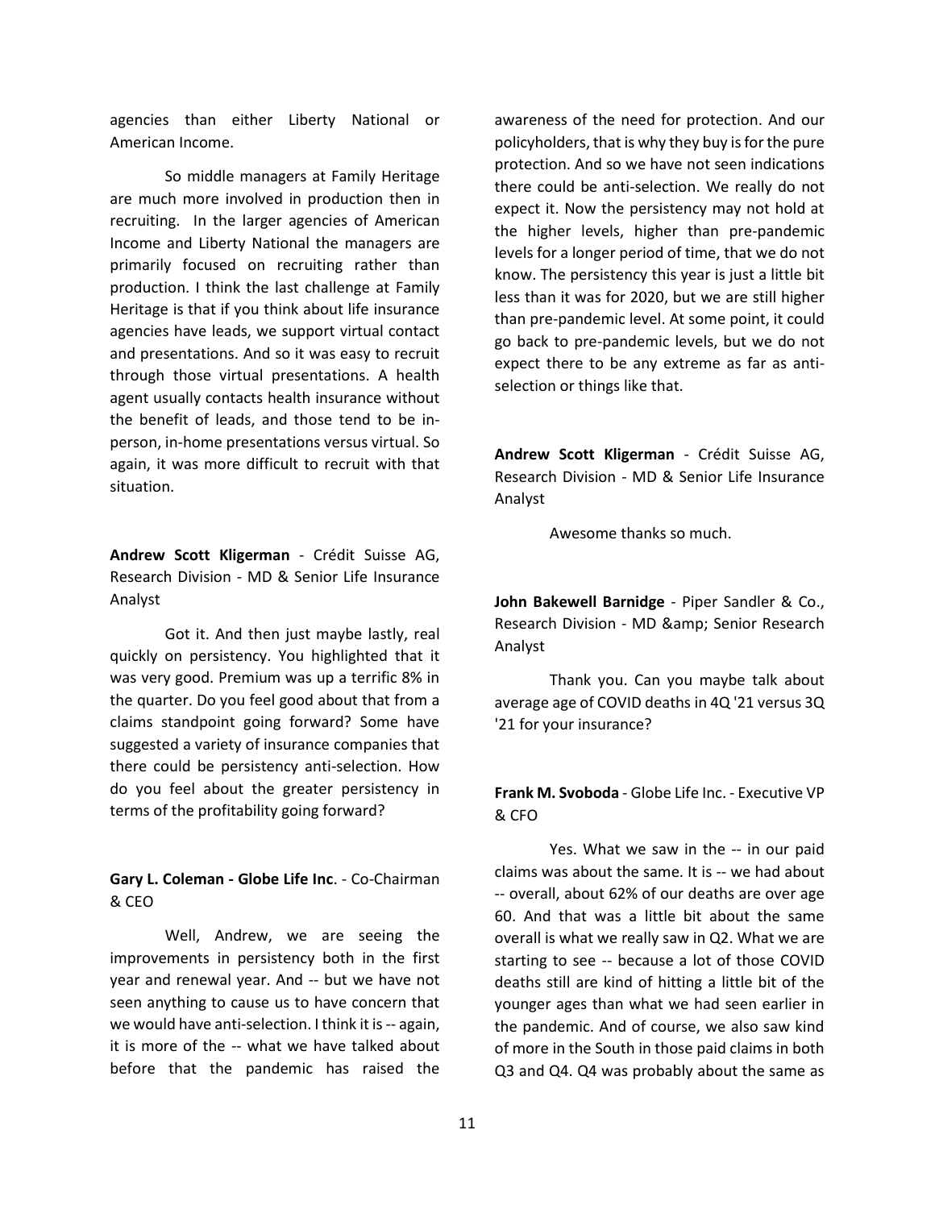agencies than either Liberty National or American Income.

So middle managers at Family Heritage are much more involved in production then in recruiting. In the larger agencies of American Income and Liberty National the managers are primarily focused on recruiting rather than production. I think the last challenge at Family Heritage is that if you think about life insurance agencies have leads, we support virtual contact and presentations. And so it was easy to recruit through those virtual presentations. A health agent usually contacts health insurance without the benefit of leads, and those tend to be in-person, in-home presentations versus virtual. So again, it was more difficult to recruit with that situation.

**Andrew Scott Kligerman** - Crédit Suisse AG, Research Division - MD & Senior Life Insurance Analyst

Got it. And then just maybe lastly, real quickly on persistency. You highlighted that it was very good. Premium was up a terrific 8% in the quarter. Do you feel good about that from a claims standpoint going forward? Some have suggested a variety of insurance companies that there could be persistency anti-selection. How do you feel about the greater persistency in terms of the profitability going forward?

**Gary L. Coleman - Globe Life Inc**. - Co-Chairman & CEO

Well, Andrew, we are seeing the improvements in persistency both in the first year and renewal year. And -- but we have not seen anything to cause us to have concern that we would have anti-selection. I think it is -- again, it is more of the -- what we have talked about before that the pandemic has raised the awareness of the need for protection. And our policyholders, that is why they buy is for the pure protection. And so we have not seen indications there could be anti-selection. We really do not expect it. Now the persistency may not hold at the higher levels, higher than pre-pandemic levels for a longer period of time, that we do not know. The persistency this year is just a little bit less than it was for 2020, but we are still higher than pre-pandemic level. At some point, it could go back to pre-pandemic levels, but we do not expect there to be any extreme as far as anti-selection or things like that.

**Andrew Scott Kligerman** - Crédit Suisse AG, Research Division - MD & Senior Life Insurance Analyst

Awesome thanks so much.

**John Bakewell Barnidge** - Piper Sandler & Co., Research Division - MD &amp; Senior Research Analyst

Thank you. Can you maybe talk about average age of COVID deaths in 4Q '21 versus 3Q '21 for your insurance?

**Frank M. Svoboda** - Globe Life Inc. - Executive VP & CFO

Yes. What we saw in the -- in our paid claims was about the same. It is -- we had about -- overall, about 62% of our deaths are over age 60. And that was a little bit about the same overall is what we really saw in Q2. What we are starting to see -- because a lot of those COVID deaths still are kind of hitting a little bit of the younger ages than what we had seen earlier in the pandemic. And of course, we also saw kind of more in the South in those paid claims in both Q3 and Q4. Q4 was probably about the same as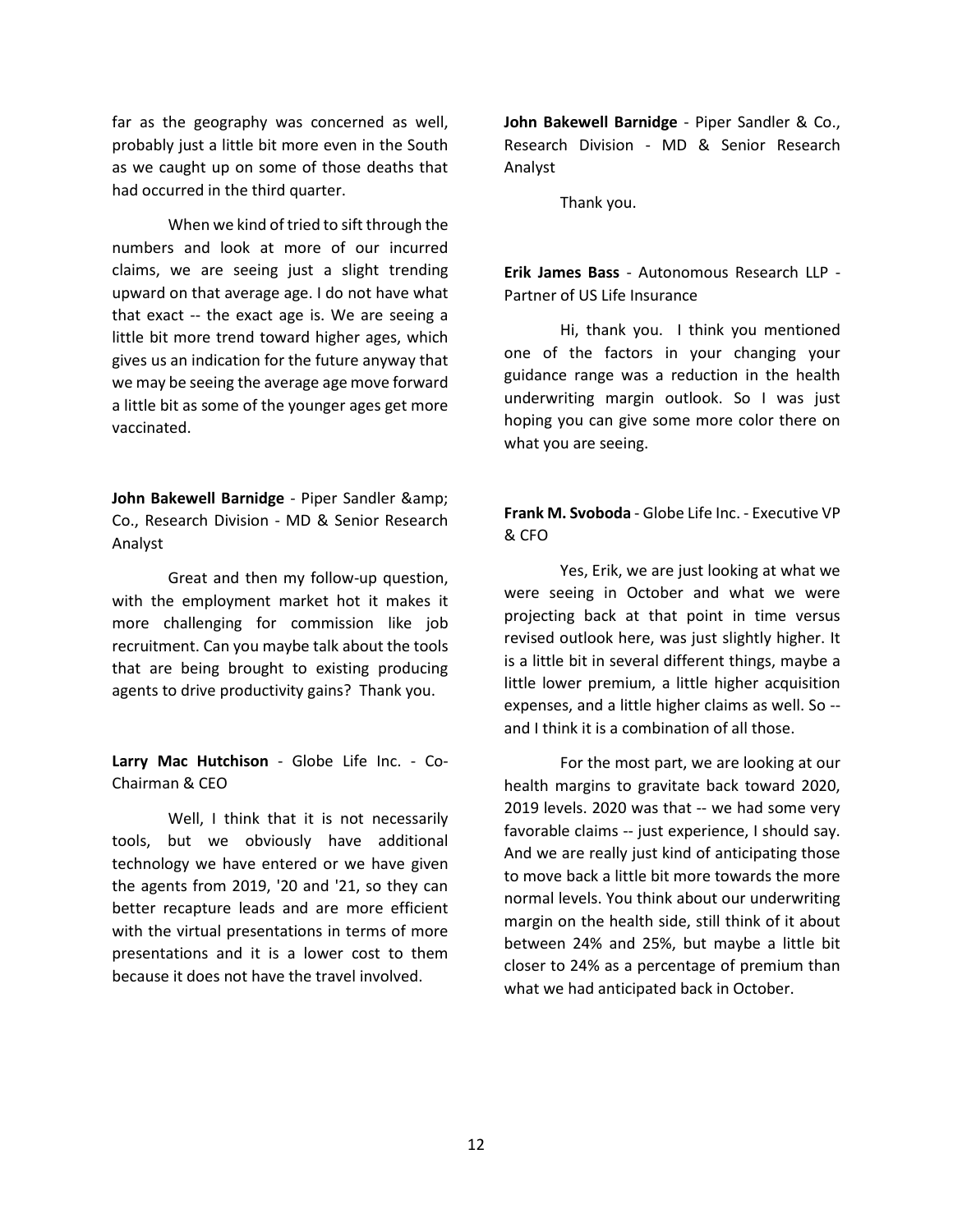far as the geography was concerned as well, probably just a little bit more even in the South as we caught up on some of those deaths that had occurred in the third quarter.

When we kind of tried to sift through the numbers and look at more of our incurred claims, we are seeing just a slight trending upward on that average age. I do not have what that exact -- the exact age is. We are seeing a little bit more trend toward higher ages, which gives us an indication for the future anyway that we may be seeing the average age move forward a little bit as some of the younger ages get more vaccinated.

**John Bakewell Barnidge** - Piper Sandler &amp; Co., Research Division - MD & Senior Research Analyst

Great and then my follow-up question, with the employment market hot it makes it more challenging for commission like job recruitment. Can you maybe talk about the tools that are being brought to existing producing agents to drive productivity gains? Thank you.

**Larry Mac Hutchison** - Globe Life Inc. - Co-Chairman & CEO

Well, I think that it is not necessarily tools, but we obviously have additional technology we have entered or we have given the agents from 2019, '20 and '21, so they can better recapture leads and are more efficient with the virtual presentations in terms of more presentations and it is a lower cost to them because it does not have the travel involved.

**John Bakewell Barnidge** - Piper Sandler & Co., Research Division - MD & Senior Research Analyst

Thank you.

**Erik James Bass** - Autonomous Research LLP - Partner of US Life Insurance

Hi, thank you. I think you mentioned one of the factors in your changing your guidance range was a reduction in the health underwriting margin outlook. So I was just hoping you can give some more color there on what you are seeing.

**Frank M. Svoboda** - Globe Life Inc. - Executive VP & CFO

Yes, Erik, we are just looking at what we were seeing in October and what we were projecting back at that point in time versus revised outlook here, was just slightly higher. It is a little bit in several different things, maybe a little lower premium, a little higher acquisition expenses, and a little higher claims as well. So -- and I think it is a combination of all those.

For the most part, we are looking at our health margins to gravitate back toward 2020, 2019 levels. 2020 was that -- we had some very favorable claims -- just experience, I should say. And we are really just kind of anticipating those to move back a little bit more towards the more normal levels. You think about our underwriting margin on the health side, still think of it about between 24% and 25%, but maybe a little bit closer to 24% as a percentage of premium than what we had anticipated back in October.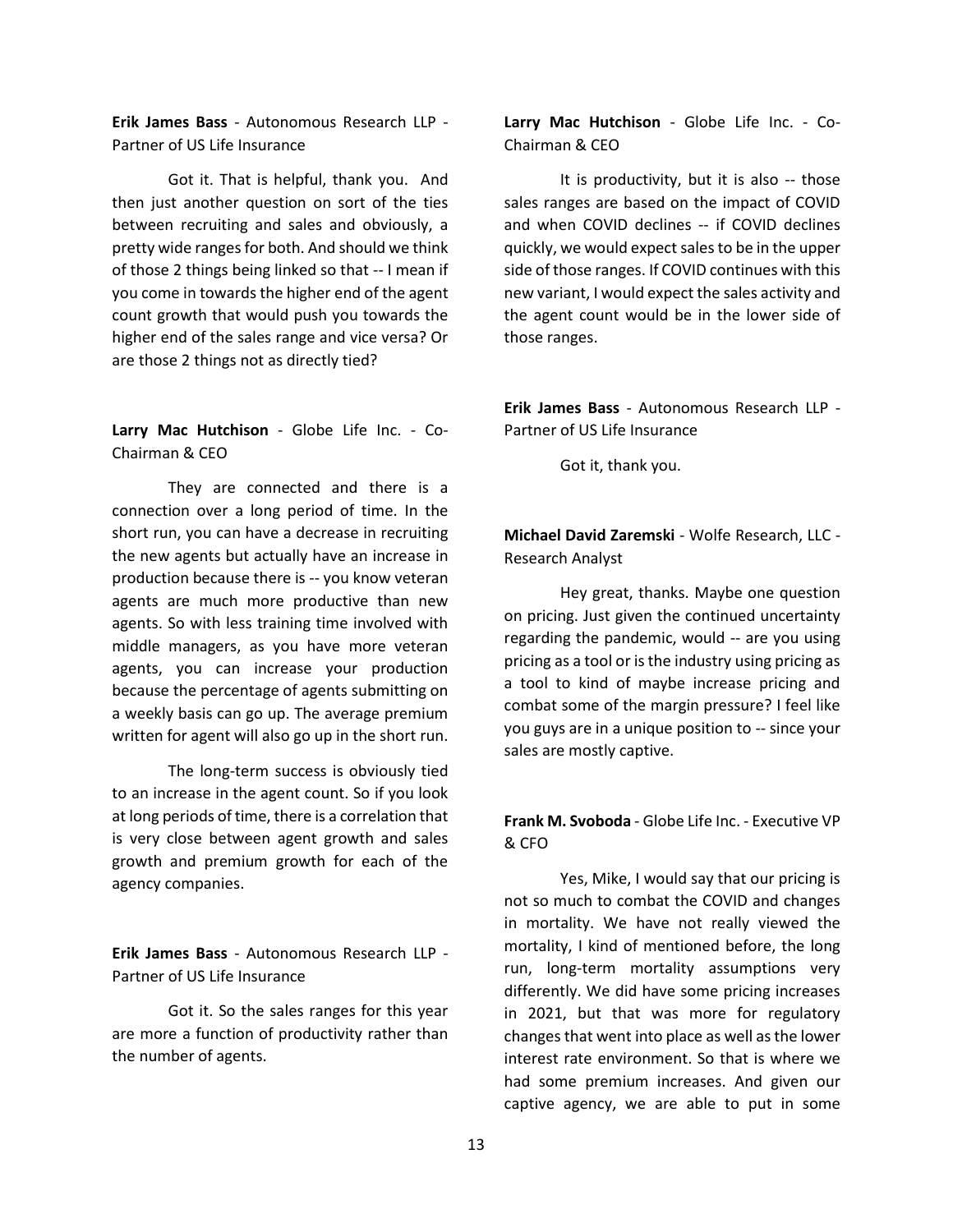**Erik James Bass** - Autonomous Research LLP - Partner of US Life Insurance

Got it. That is helpful, thank you. And then just another question on sort of the ties between recruiting and sales and obviously, a pretty wide ranges for both. And should we think of those 2 things being linked so that -- I mean if you come in towards the higher end of the agent count growth that would push you towards the higher end of the sales range and vice versa? Or are those 2 things not as directly tied?

**Larry Mac Hutchison** - Globe Life Inc. - Co-Chairman & CEO

They are connected and there is a connection over a long period of time. In the short run, you can have a decrease in recruiting the new agents but actually have an increase in production because there is -- you know veteran agents are much more productive than new agents. So with less training time involved with middle managers, as you have more veteran agents, you can increase your production because the percentage of agents submitting on a weekly basis can go up. The average premium written for agent will also go up in the short run.

The long-term success is obviously tied to an increase in the agent count. So if you look at long periods of time, there is a correlation that is very close between agent growth and sales growth and premium growth for each of the agency companies.

**Erik James Bass** - Autonomous Research LLP - Partner of US Life Insurance

Got it. So the sales ranges for this year are more a function of productivity rather than the number of agents.

**Larry Mac Hutchison** - Globe Life Inc. - Co-Chairman & CEO

It is productivity, but it is also -- those sales ranges are based on the impact of COVID and when COVID declines -- if COVID declines quickly, we would expect sales to be in the upper side of those ranges. If COVID continues with this new variant, I would expect the sales activity and the agent count would be in the lower side of those ranges.

**Erik James Bass** - Autonomous Research LLP - Partner of US Life Insurance

Got it, thank you.

**Michael David Zaremski** - Wolfe Research, LLC - Research Analyst

Hey great, thanks. Maybe one question on pricing. Just given the continued uncertainty regarding the pandemic, would -- are you using pricing as a tool or is the industry using pricing as a tool to kind of maybe increase pricing and combat some of the margin pressure? I feel like you guys are in a unique position to -- since your sales are mostly captive.

**Frank M. Svoboda** - Globe Life Inc. - Executive VP & CFO

Yes, Mike, I would say that our pricing is not so much to combat the COVID and changes in mortality. We have not really viewed the mortality, I kind of mentioned before, the long run, long-term mortality assumptions very differently. We did have some pricing increases in 2021, but that was more for regulatory changes that went into place as well as the lower interest rate environment. So that is where we had some premium increases. And given our captive agency, we are able to put in some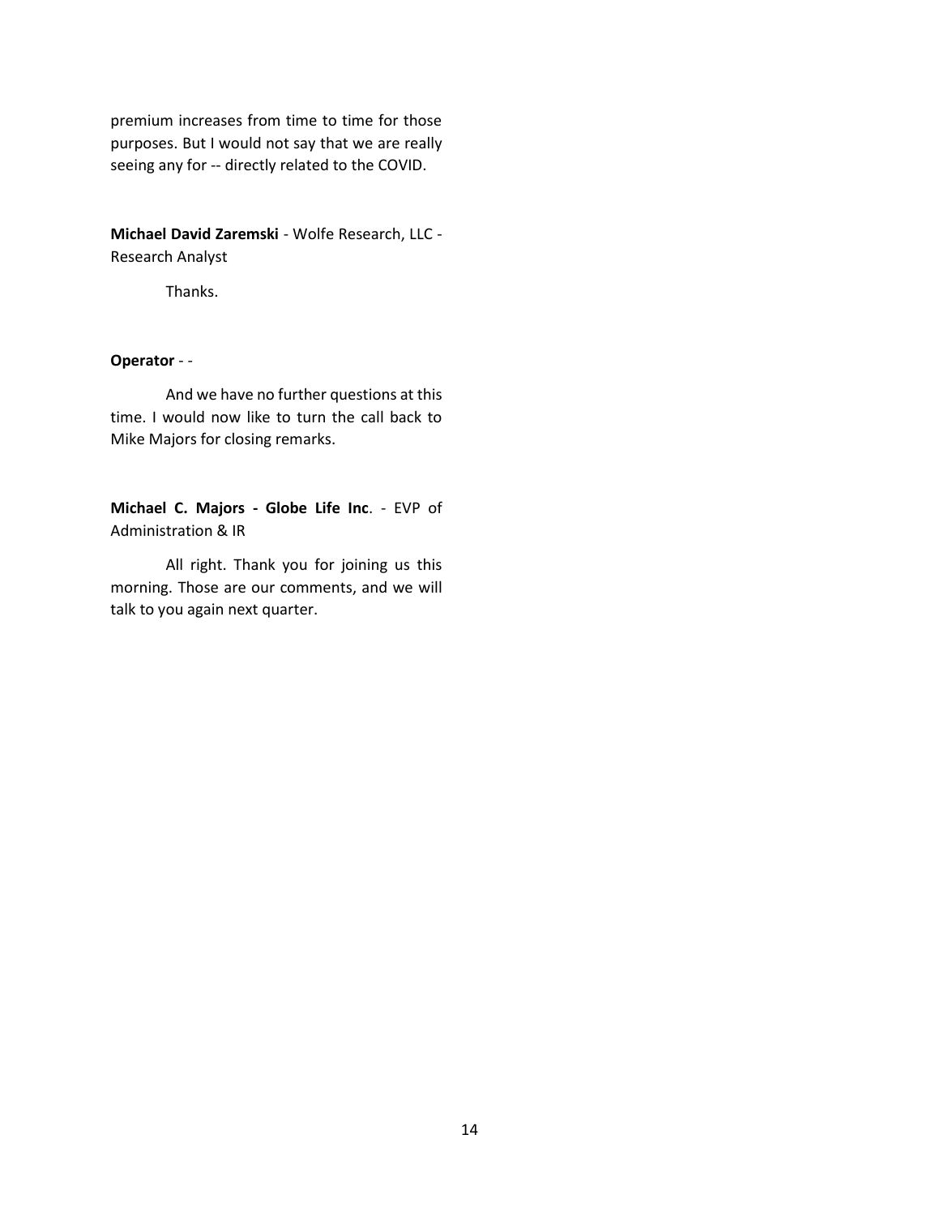premium increases from time to time for those purposes. But I would not say that we are really seeing any for -- directly related to the COVID.

**Michael David Zaremski** - Wolfe Research, LLC - Research Analyst

Thanks.

**Operator** - -

And we have no further questions at this time. I would now like to turn the call back to Mike Majors for closing remarks.

**Michael C. Majors - Globe Life Inc**. - EVP of Administration & IR

All right. Thank you for joining us this morning. Those are our comments, and we will talk to you again next quarter.